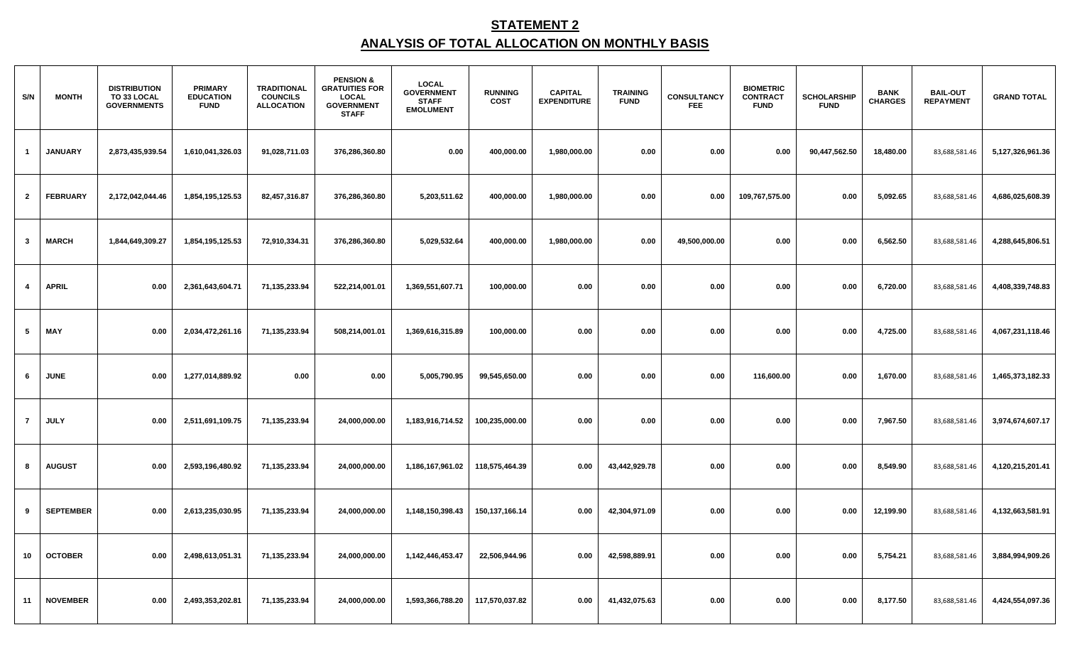# STATEMENT 2

## ANALYSIS OF TOTAL ALLOCATION ON MONTHLY BASIS

| S/N | MONTH | DISTRIBUTION TO 33 LOCAL GOVERNMENTS | PRIMARY EDUCATION FUND | TRADITIONAL COUNCILS ALLOCATION | PENSION & GRATUITIES FOR LOCAL GOVERNMENT STAFF | LOCAL GOVERNMENT STAFF EMOLUMENT | RUNNING COST | CAPITAL EXPENDITURE | TRAINING FUND | CONSULTANCY FEE | BIOMETRIC CONTRACT FUND | SCHOLARSHIP FUND | BANK CHARGES | BAIL-OUT REPAYMENT | GRAND TOTAL |
|---|---|---|---|---|---|---|---|---|---|---|---|---|---|---|---|
| 1 | JANUARY | 2,873,435,939.54 | 1,610,041,326.03 | 91,028,711.03 | 376,286,360.80 | 0.00 | 400,000.00 | 1,980,000.00 | 0.00 | 0.00 | 0.00 | 90,447,562.50 | 18,480.00 | 83,688,581.46 | 5,127,326,961.36 |
| 2 | FEBRUARY | 2,172,042,044.46 | 1,854,195,125.53 | 82,457,316.87 | 376,286,360.80 | 5,203,511.62 | 400,000.00 | 1,980,000.00 | 0.00 | 0.00 | 109,767,575.00 | 0.00 | 5,092.65 | 83,688,581.46 | 4,686,025,608.39 |
| 3 | MARCH | 1,844,649,309.27 | 1,854,195,125.53 | 72,910,334.31 | 376,286,360.80 | 5,029,532.64 | 400,000.00 | 1,980,000.00 | 0.00 | 49,500,000.00 | 0.00 | 0.00 | 6,562.50 | 83,688,581.46 | 4,288,645,806.51 |
| 4 | APRIL | 0.00 | 2,361,643,604.71 | 71,135,233.94 | 522,214,001.01 | 1,369,551,607.71 | 100,000.00 | 0.00 | 0.00 | 0.00 | 0.00 | 0.00 | 6,720.00 | 83,688,581.46 | 4,408,339,748.83 |
| 5 | MAY | 0.00 | 2,034,472,261.16 | 71,135,233.94 | 508,214,001.01 | 1,369,616,315.89 | 100,000.00 | 0.00 | 0.00 | 0.00 | 0.00 | 0.00 | 4,725.00 | 83,688,581.46 | 4,067,231,118.46 |
| 6 | JUNE | 0.00 | 1,277,014,889.92 | 0.00 | 0.00 | 5,005,790.95 | 99,545,650.00 | 0.00 | 0.00 | 0.00 | 116,600.00 | 0.00 | 1,670.00 | 83,688,581.46 | 1,465,373,182.33 |
| 7 | JULY | 0.00 | 2,511,691,109.75 | 71,135,233.94 | 24,000,000.00 | 1,183,916,714.52 | 100,235,000.00 | 0.00 | 0.00 | 0.00 | 0.00 | 0.00 | 7,967.50 | 83,688,581.46 | 3,974,674,607.17 |
| 8 | AUGUST | 0.00 | 2,593,196,480.92 | 71,135,233.94 | 24,000,000.00 | 1,186,167,961.02 | 118,575,464.39 | 0.00 | 43,442,929.78 | 0.00 | 0.00 | 0.00 | 8,549.90 | 83,688,581.46 | 4,120,215,201.41 |
| 9 | SEPTEMBER | 0.00 | 2,613,235,030.95 | 71,135,233.94 | 24,000,000.00 | 1,148,150,398.43 | 150,137,166.14 | 0.00 | 42,304,971.09 | 0.00 | 0.00 | 0.00 | 12,199.90 | 83,688,581.46 | 4,132,663,581.91 |
| 10 | OCTOBER | 0.00 | 2,498,613,051.31 | 71,135,233.94 | 24,000,000.00 | 1,142,446,453.47 | 22,506,944.96 | 0.00 | 42,598,889.91 | 0.00 | 0.00 | 0.00 | 5,754.21 | 83,688,581.46 | 3,884,994,909.26 |
| 11 | NOVEMBER | 0.00 | 2,493,353,202.81 | 71,135,233.94 | 24,000,000.00 | 1,593,366,788.20 | 117,570,037.82 | 0.00 | 41,432,075.63 | 0.00 | 0.00 | 0.00 | 8,177.50 | 83,688,581.46 | 4,424,554,097.36 |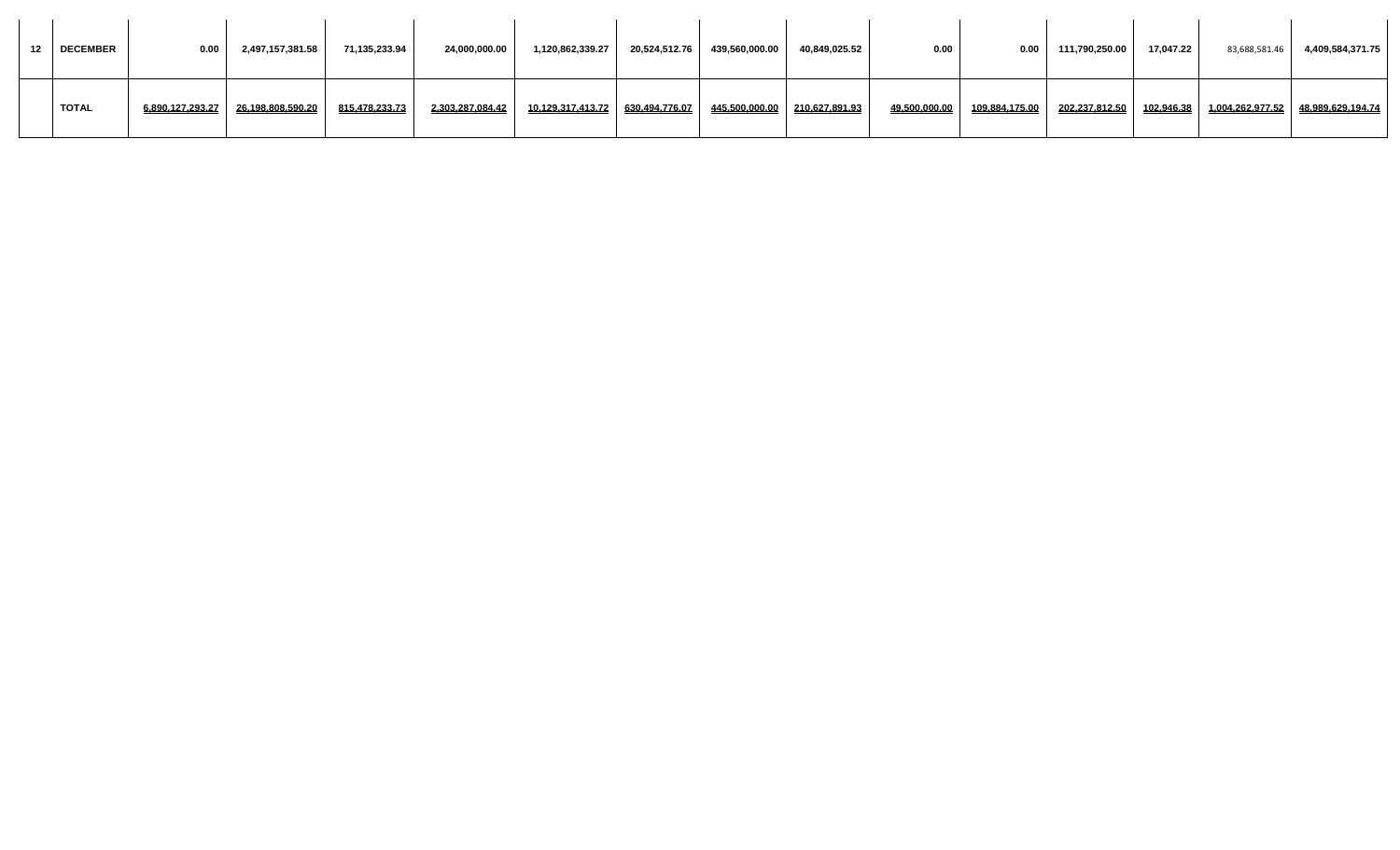| | | | | | | | | | | | | | | | |
|---|---|---|---|---|---|---|---|---|---|---|---|---|---|---|---|
| 12 | DECEMBER | 0.00 | 2,497,157,381.58 | 71,135,233.94 | 24,000,000.00 | 1,120,862,339.27 | 20,524,512.76 | 439,560,000.00 | 40,849,025.52 | 0.00 | 0.00 | 111,790,250.00 | 17,047.22 | 83,688,581.46 | 4,409,584,371.75 |
| | TOTAL | 6,890,127,293.27 | 26,198,808,590.20 | 815,478,233.73 | 2,303,287,084.42 | 10,129,317,413.72 | 630,494,776.07 | 445,500,000.00 | 210,627,891.93 | 49,500,000.00 | 109,884,175.00 | 202,237,812.50 | 102,946.38 | 1,004,262,977.52 | 48,989,629,194.74 |